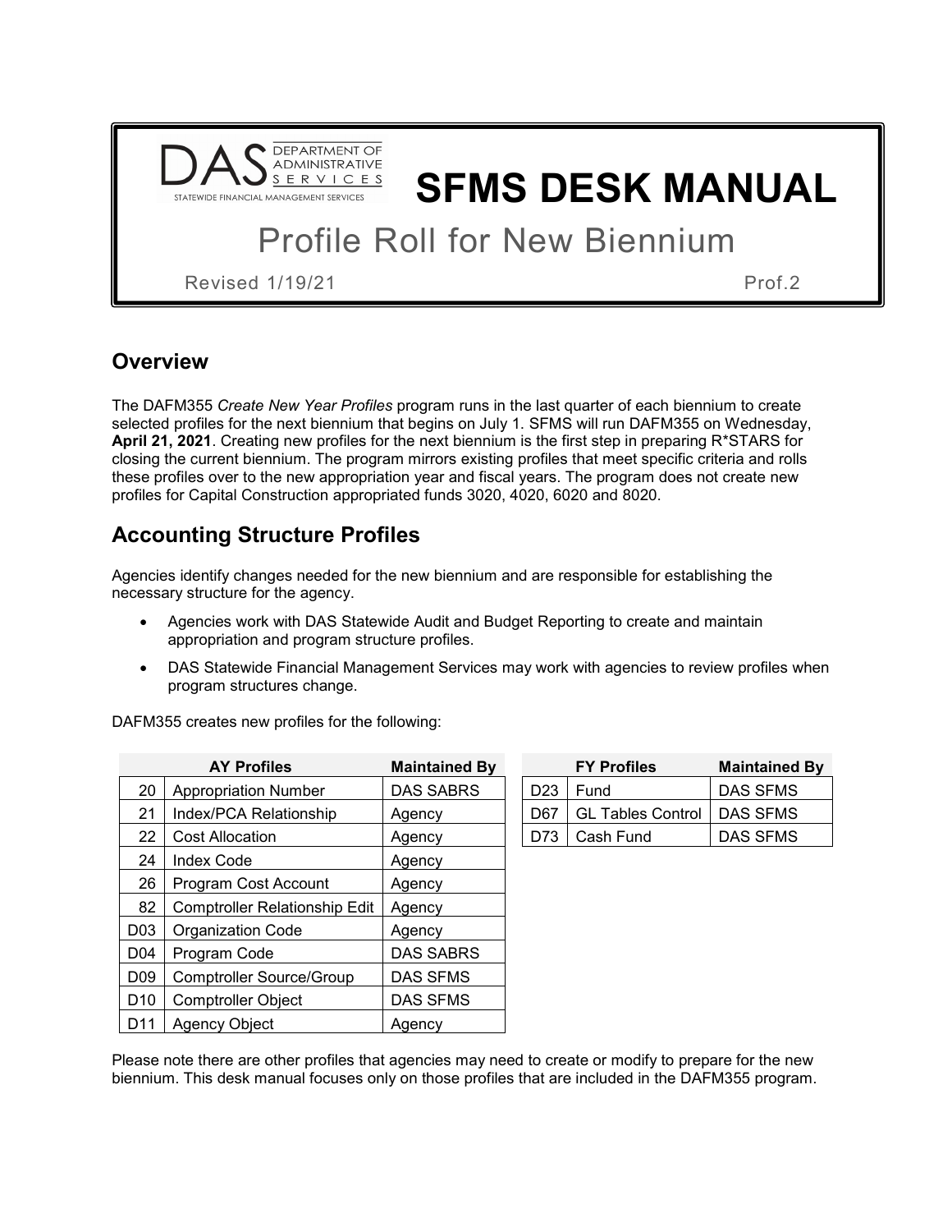# SFMS DESK MANUAL

DAS Department of Administrative Services — Statewide Financial Management Services

## Profile Roll for New Biennium

Revised 1/19/21 Prof.2

## Overview

The DAFM355 *Create New Year Profiles* program runs in the last quarter of each biennium to create selected profiles for the next biennium that begins on July 1. SFMS will run DAFM355 on Wednesday, **April 21, 2021**. Creating new profiles for the next biennium is the first step in preparing R*STARS for closing the current biennium. The program mirrors existing profiles that meet specific criteria and rolls these profiles over to the new appropriation year and fiscal years. The program does not create new profiles for Capital Construction appropriated funds 3020, 4020, 6020 and 8020.

## Accounting Structure Profiles

Agencies identify changes needed for the new biennium and are responsible for establishing the necessary structure for the agency.

- Agencies work with DAS Statewide Audit and Budget Reporting to create and maintain appropriation and program structure profiles.
- DAS Statewide Financial Management Services may work with agencies to review profiles when program structures change.

DAFM355 creates new profiles for the following:

| | AY Profiles | Maintained By |
|---|---|---|
| 20 | Appropriation Number | DAS SABRS |
| 21 | Index/PCA Relationship | Agency |
| 22 | Cost Allocation | Agency |
| 24 | Index Code | Agency |
| 26 | Program Cost Account | Agency |
| 82 | Comptroller Relationship Edit | Agency |
| D03 | Organization Code | Agency |
| D04 | Program Code | DAS SABRS |
| D09 | Comptroller Source/Group | DAS SFMS |
| D10 | Comptroller Object | DAS SFMS |
| D11 | Agency Object | Agency |

| | FY Profiles | Maintained By |
|---|---|---|
| D23 | Fund | DAS SFMS |
| D67 | GL Tables Control | DAS SFMS |
| D73 | Cash Fund | DAS SFMS |

Please note there are other profiles that agencies may need to create or modify to prepare for the new biennium. This desk manual focuses only on those profiles that are included in the DAFM355 program.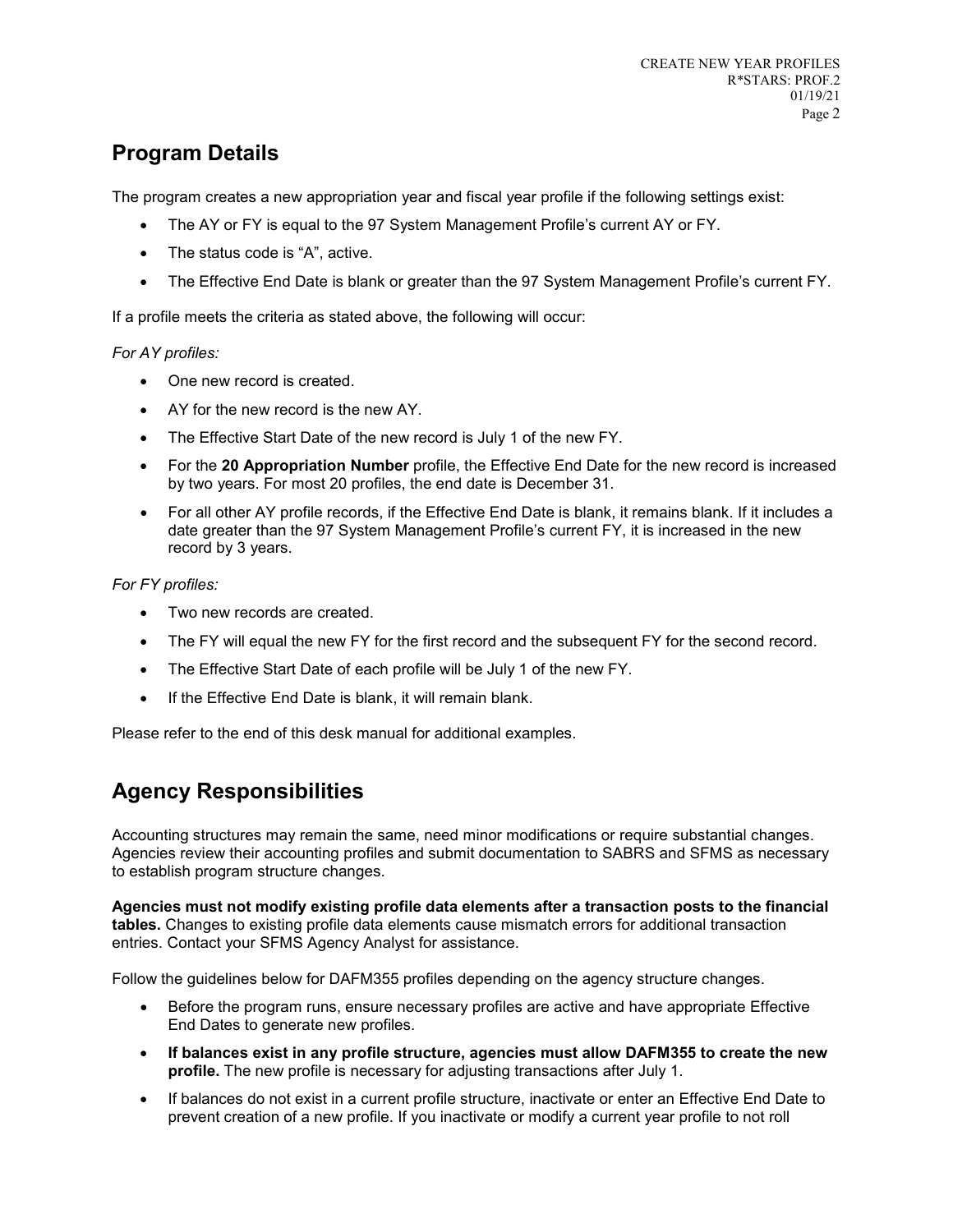## Program Details

The program creates a new appropriation year and fiscal year profile if the following settings exist:

- The AY or FY is equal to the 97 System Management Profile's current AY or FY.
- The status code is "A", active.
- The Effective End Date is blank or greater than the 97 System Management Profile's current FY.

If a profile meets the criteria as stated above, the following will occur:

*For AY profiles:*

- One new record is created.
- AY for the new record is the new AY.
- The Effective Start Date of the new record is July 1 of the new FY.
- For the **20 Appropriation Number** profile, the Effective End Date for the new record is increased by two years. For most 20 profiles, the end date is December 31.
- For all other AY profile records, if the Effective End Date is blank, it remains blank. If it includes a date greater than the 97 System Management Profile's current FY, it is increased in the new record by 3 years.

*For FY profiles:*

- Two new records are created.
- The FY will equal the new FY for the first record and the subsequent FY for the second record.
- The Effective Start Date of each profile will be July 1 of the new FY.
- If the Effective End Date is blank, it will remain blank.

Please refer to the end of this desk manual for additional examples.

## Agency Responsibilities

Accounting structures may remain the same, need minor modifications or require substantial changes. Agencies review their accounting profiles and submit documentation to SABRS and SFMS as necessary to establish program structure changes.

**Agencies must not modify existing profile data elements after a transaction posts to the financial tables.** Changes to existing profile data elements cause mismatch errors for additional transaction entries. Contact your SFMS Agency Analyst for assistance.

Follow the guidelines below for DAFM355 profiles depending on the agency structure changes.

- Before the program runs, ensure necessary profiles are active and have appropriate Effective End Dates to generate new profiles.
- **If balances exist in any profile structure, agencies must allow DAFM355 to create the new profile.** The new profile is necessary for adjusting transactions after July 1.
- If balances do not exist in a current profile structure, inactivate or enter an Effective End Date to prevent creation of a new profile. If you inactivate or modify a current year profile to not roll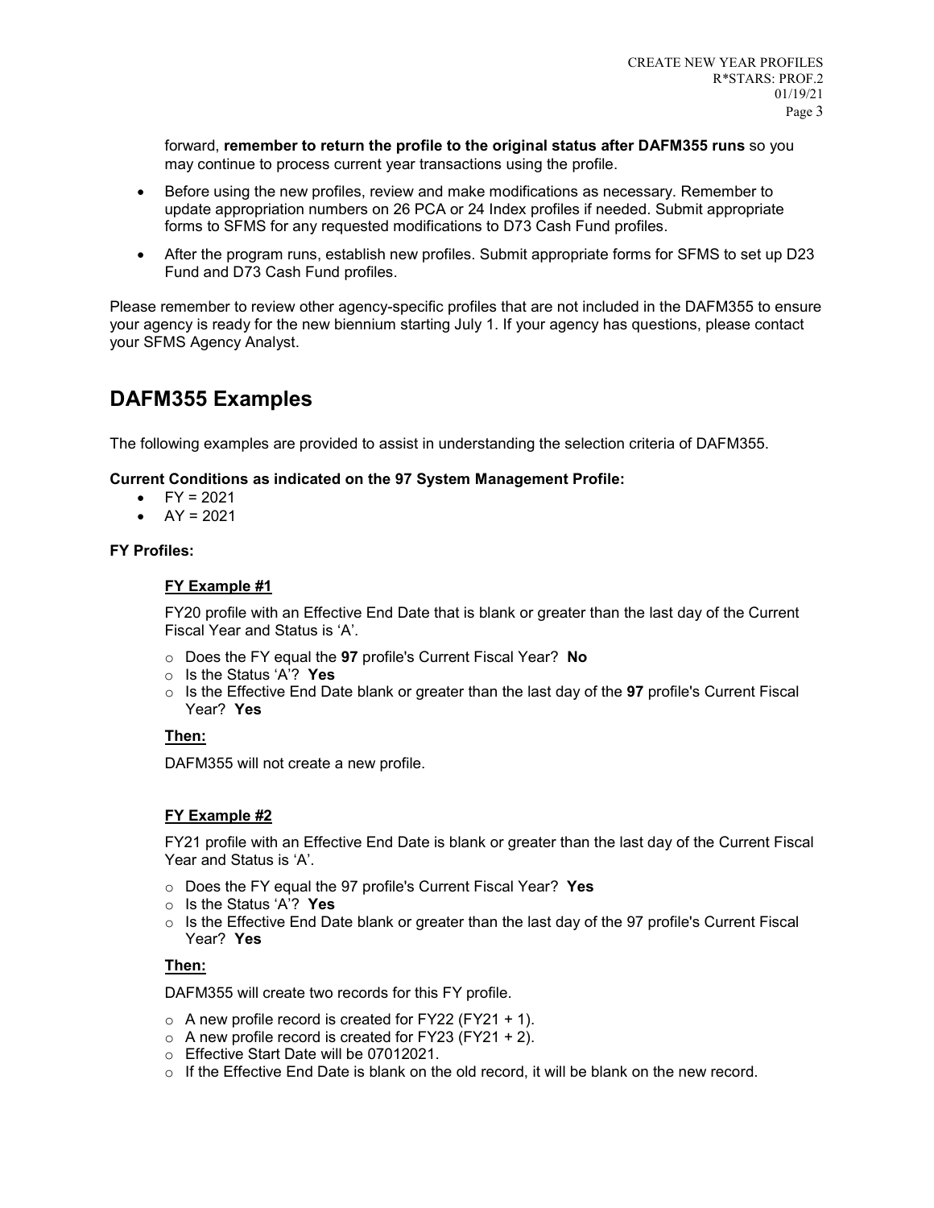forward, **remember to return the profile to the original status after DAFM355 runs** so you may continue to process current year transactions using the profile.

- Before using the new profiles, review and make modifications as necessary. Remember to update appropriation numbers on 26 PCA or 24 Index profiles if needed. Submit appropriate forms to SFMS for any requested modifications to D73 Cash Fund profiles.
- After the program runs, establish new profiles. Submit appropriate forms for SFMS to set up D23 Fund and D73 Cash Fund profiles.

Please remember to review other agency-specific profiles that are not included in the DAFM355 to ensure your agency is ready for the new biennium starting July 1. If your agency has questions, please contact your SFMS Agency Analyst.

## DAFM355 Examples

The following examples are provided to assist in understanding the selection criteria of DAFM355.

**Current Conditions as indicated on the 97 System Management Profile:**

- FY = 2021
- AY = 2021

**FY Profiles:**

**FY Example #1**

FY20 profile with an Effective End Date that is blank or greater than the last day of the Current Fiscal Year and Status is 'A'.

- Does the FY equal the **97** profile's Current Fiscal Year? **No**
- Is the Status 'A'? **Yes**
- Is the Effective End Date blank or greater than the last day of the **97** profile's Current Fiscal Year? **Yes**

**Then:**

DAFM355 will not create a new profile.

**FY Example #2**

FY21 profile with an Effective End Date is blank or greater than the last day of the Current Fiscal Year and Status is 'A'.

- Does the FY equal the 97 profile's Current Fiscal Year? **Yes**
- Is the Status 'A'? **Yes**
- Is the Effective End Date blank or greater than the last day of the 97 profile's Current Fiscal Year? **Yes**

**Then:**

DAFM355 will create two records for this FY profile.

- A new profile record is created for FY22 (FY21 + 1).
- A new profile record is created for FY23 (FY21 + 2).
- Effective Start Date will be 07012021.
- If the Effective End Date is blank on the old record, it will be blank on the new record.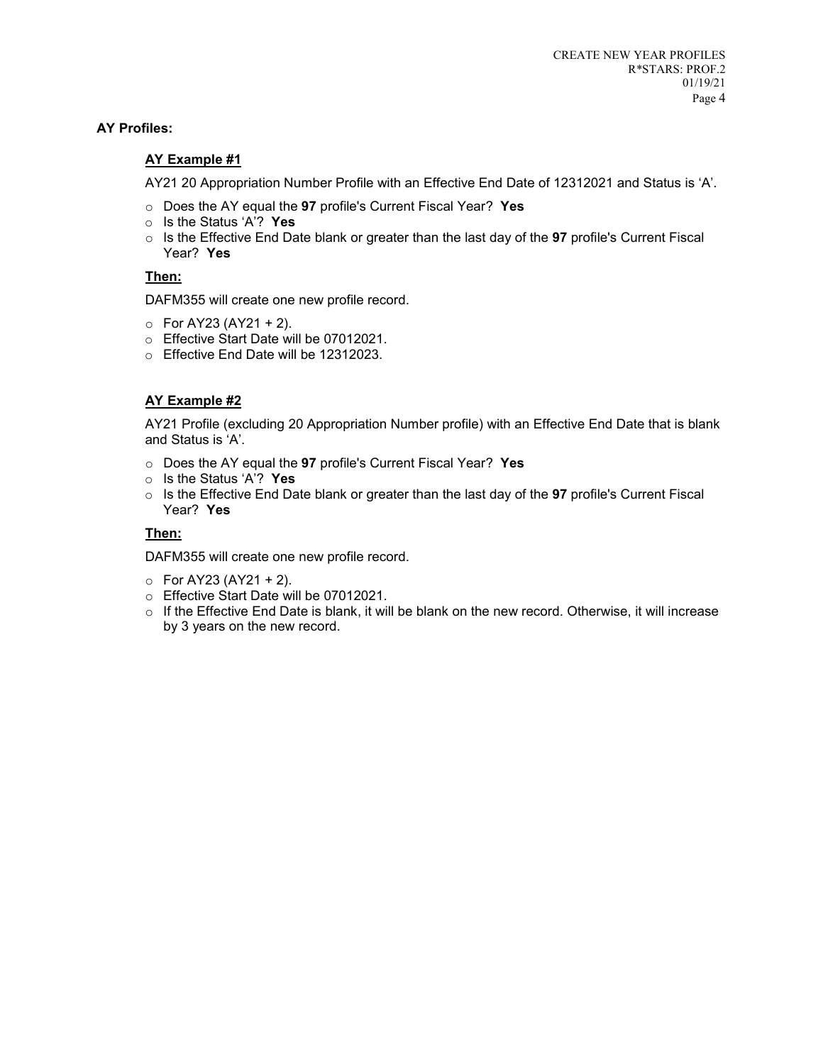**AY Profiles:**

**AY Example #1**

AY21 20 Appropriation Number Profile with an Effective End Date of 12312021 and Status is 'A'.

- Does the AY equal the **97** profile's Current Fiscal Year? **Yes**
- Is the Status 'A'? **Yes**
- Is the Effective End Date blank or greater than the last day of the **97** profile's Current Fiscal Year? **Yes**

**Then:**

DAFM355 will create one new profile record.

- For AY23 (AY21 + 2).
- Effective Start Date will be 07012021.
- Effective End Date will be 12312023.

**AY Example #2**

AY21 Profile (excluding 20 Appropriation Number profile) with an Effective End Date that is blank and Status is 'A'.

- Does the AY equal the **97** profile's Current Fiscal Year? **Yes**
- Is the Status 'A'? **Yes**
- Is the Effective End Date blank or greater than the last day of the **97** profile's Current Fiscal Year? **Yes**

**Then:**

DAFM355 will create one new profile record.

- For AY23 (AY21 + 2).
- Effective Start Date will be 07012021.
- If the Effective End Date is blank, it will be blank on the new record. Otherwise, it will increase by 3 years on the new record.